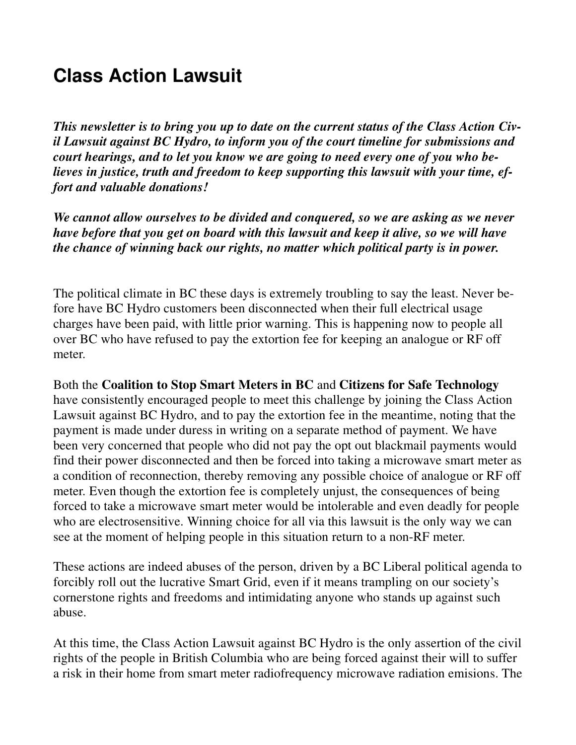# Class Action Lawsuit

***This newsletter is to bring you up to date on the current status of the Class Action Civil Lawsuit against BC Hydro, to inform you of the court timeline for submissions and court hearings, and to let you know we are going to need every one of you who believes in justice, truth and freedom to keep supporting this lawsuit with your time, effort and valuable donations!***

***We cannot allow ourselves to be divided and conquered, so we are asking as we never have before that you get on board with this lawsuit and keep it alive, so we will have the chance of winning back our rights, no matter which political party is in power.***

The political climate in BC these days is extremely troubling to say the least. Never before have BC Hydro customers been disconnected when their full electrical usage charges have been paid, with little prior warning. This is happening now to people all over BC who have refused to pay the extortion fee for keeping an analogue or RF off meter.

Both the **Coalition to Stop Smart Meters in BC** and **Citizens for Safe Technology** have consistently encouraged people to meet this challenge by joining the Class Action Lawsuit against BC Hydro, and to pay the extortion fee in the meantime, noting that the payment is made under duress in writing on a separate method of payment. We have been very concerned that people who did not pay the opt out blackmail payments would find their power disconnected and then be forced into taking a microwave smart meter as a condition of reconnection, thereby removing any possible choice of analogue or RF off meter. Even though the extortion fee is completely unjust, the consequences of being forced to take a microwave smart meter would be intolerable and even deadly for people who are electrosensitive. Winning choice for all via this lawsuit is the only way we can see at the moment of helping people in this situation return to a non-RF meter.

These actions are indeed abuses of the person, driven by a BC Liberal political agenda to forcibly roll out the lucrative Smart Grid, even if it means trampling on our society's cornerstone rights and freedoms and intimidating anyone who stands up against such abuse.

At this time, the Class Action Lawsuit against BC Hydro is the only assertion of the civil rights of the people in British Columbia who are being forced against their will to suffer a risk in their home from smart meter radiofrequency microwave radiation emisions. The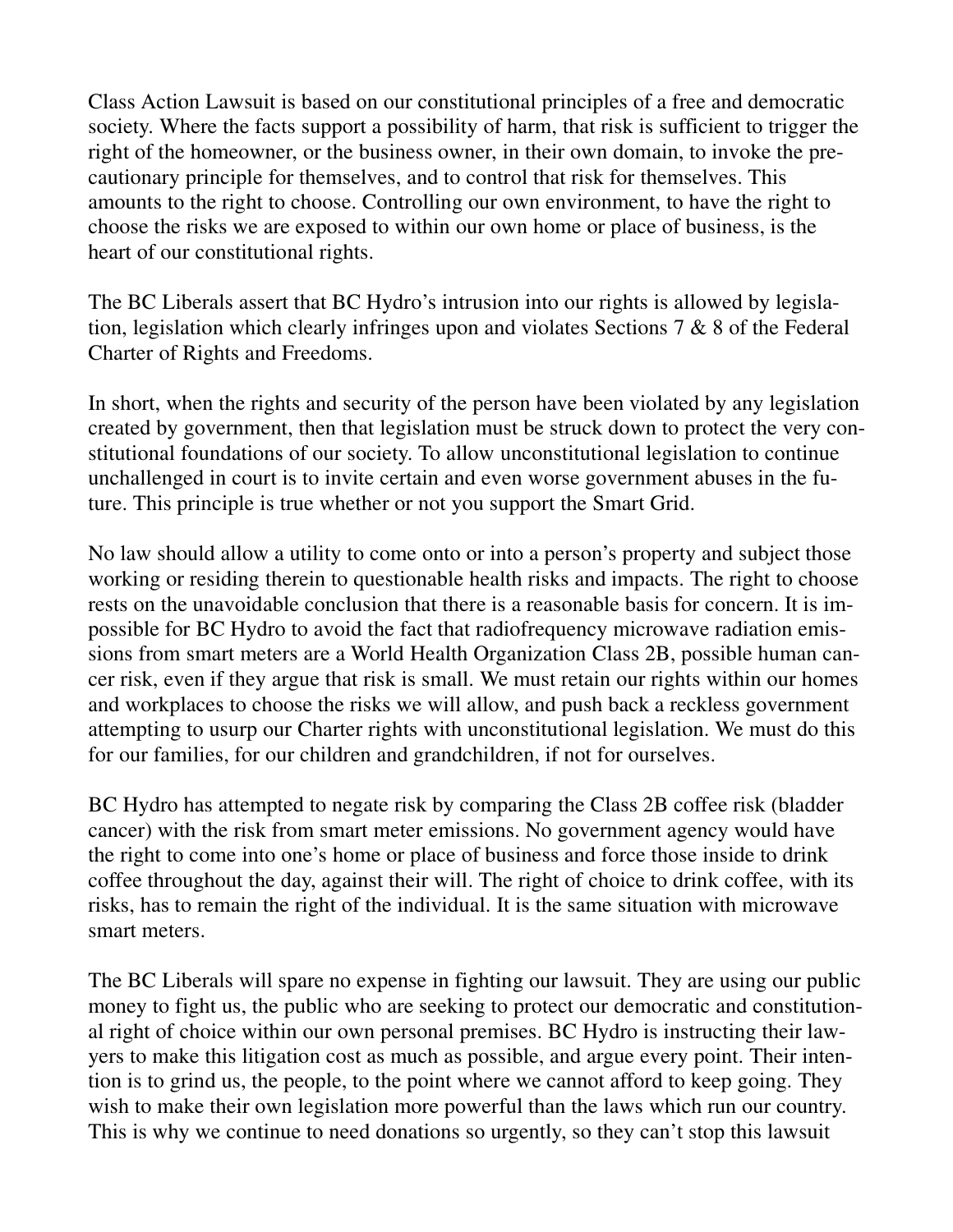Class Action Lawsuit is based on our constitutional principles of a free and democratic society. Where the facts support a possibility of harm, that risk is sufficient to trigger the right of the homeowner, or the business owner, in their own domain, to invoke the precautionary principle for themselves, and to control that risk for themselves. This amounts to the right to choose. Controlling our own environment, to have the right to choose the risks we are exposed to within our own home or place of business, is the heart of our constitutional rights.

The BC Liberals assert that BC Hydro's intrusion into our rights is allowed by legislation, legislation which clearly infringes upon and violates Sections 7 & 8 of the Federal Charter of Rights and Freedoms.

In short, when the rights and security of the person have been violated by any legislation created by government, then that legislation must be struck down to protect the very constitutional foundations of our society. To allow unconstitutional legislation to continue unchallenged in court is to invite certain and even worse government abuses in the future. This principle is true whether or not you support the Smart Grid.

No law should allow a utility to come onto or into a person's property and subject those working or residing therein to questionable health risks and impacts. The right to choose rests on the unavoidable conclusion that there is a reasonable basis for concern. It is impossible for BC Hydro to avoid the fact that radiofrequency microwave radiation emissions from smart meters are a World Health Organization Class 2B, possible human cancer risk, even if they argue that risk is small. We must retain our rights within our homes and workplaces to choose the risks we will allow, and push back a reckless government attempting to usurp our Charter rights with unconstitutional legislation. We must do this for our families, for our children and grandchildren, if not for ourselves.

BC Hydro has attempted to negate risk by comparing the Class 2B coffee risk (bladder cancer) with the risk from smart meter emissions. No government agency would have the right to come into one's home or place of business and force those inside to drink coffee throughout the day, against their will. The right of choice to drink coffee, with its risks, has to remain the right of the individual. It is the same situation with microwave smart meters.

The BC Liberals will spare no expense in fighting our lawsuit. They are using our public money to fight us, the public who are seeking to protect our democratic and constitutional right of choice within our own personal premises. BC Hydro is instructing their lawyers to make this litigation cost as much as possible, and argue every point. Their intention is to grind us, the people, to the point where we cannot afford to keep going. They wish to make their own legislation more powerful than the laws which run our country. This is why we continue to need donations so urgently, so they can't stop this lawsuit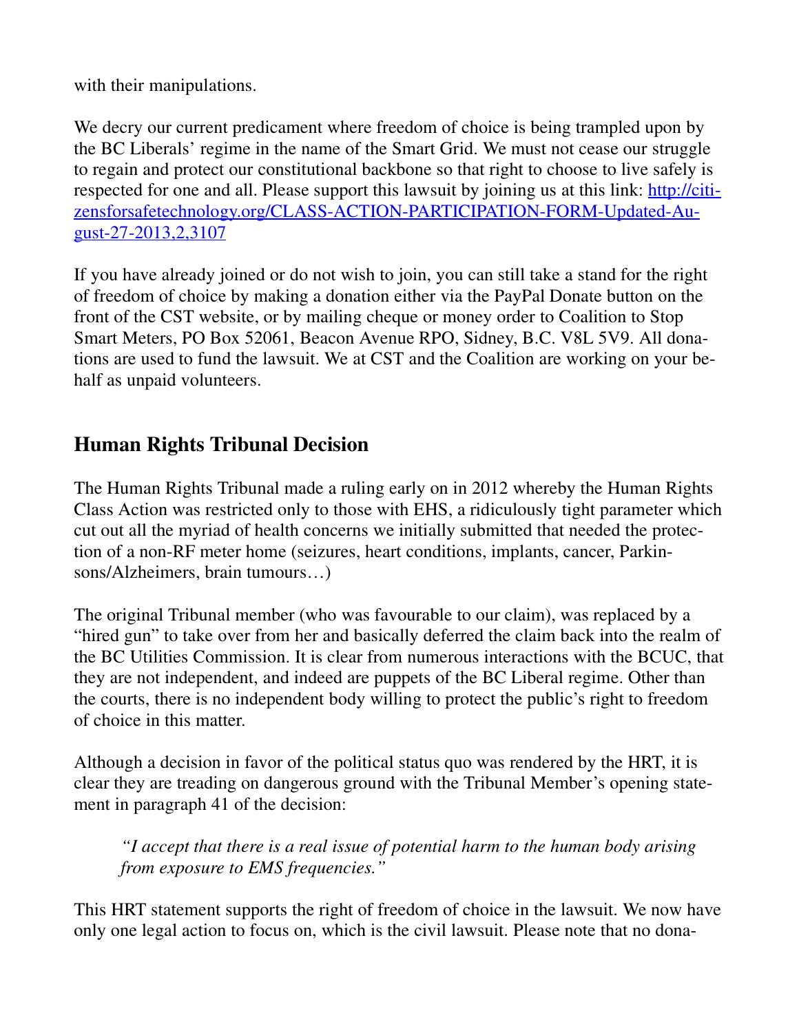with their manipulations.

We decry our current predicament where freedom of choice is being trampled upon by the BC Liberals' regime in the name of the Smart Grid. We must not cease our struggle to regain and protect our constitutional backbone so that right to choose to live safely is respected for one and all. Please support this lawsuit by joining us at this link: [http://citizensforsafetechnology.org/CLASS-ACTION-PARTICIPATION-FORM-Updated-August-27-2013,2,3107](http://citizensforsafetechnology.org/CLASS-ACTION-PARTICIPATION-FORM-Updated-August-27-2013,2,3107)

If you have already joined or do not wish to join, you can still take a stand for the right of freedom of choice by making a donation either via the PayPal Donate button on the front of the CST website, or by mailing cheque or money order to Coalition to Stop Smart Meters, PO Box 52061, Beacon Avenue RPO, Sidney, B.C. V8L 5V9. All donations are used to fund the lawsuit. We at CST and the Coalition are working on your behalf as unpaid volunteers.

## Human Rights Tribunal Decision

The Human Rights Tribunal made a ruling early on in 2012 whereby the Human Rights Class Action was restricted only to those with EHS, a ridiculously tight parameter which cut out all the myriad of health concerns we initially submitted that needed the protection of a non-RF meter home (seizures, heart conditions, implants, cancer, Parkinsons/Alzheimers, brain tumours…)

The original Tribunal member (who was favourable to our claim), was replaced by a "hired gun" to take over from her and basically deferred the claim back into the realm of the BC Utilities Commission. It is clear from numerous interactions with the BCUC, that they are not independent, and indeed are puppets of the BC Liberal regime. Other than the courts, there is no independent body willing to protect the public's right to freedom of choice in this matter.

Although a decision in favor of the political status quo was rendered by the HRT, it is clear they are treading on dangerous ground with the Tribunal Member's opening statement in paragraph 41 of the decision:

> *"I accept that there is a real issue of potential harm to the human body arising from exposure to EMS frequencies."*

This HRT statement supports the right of freedom of choice in the lawsuit. We now have only one legal action to focus on, which is the civil lawsuit. Please note that no dona-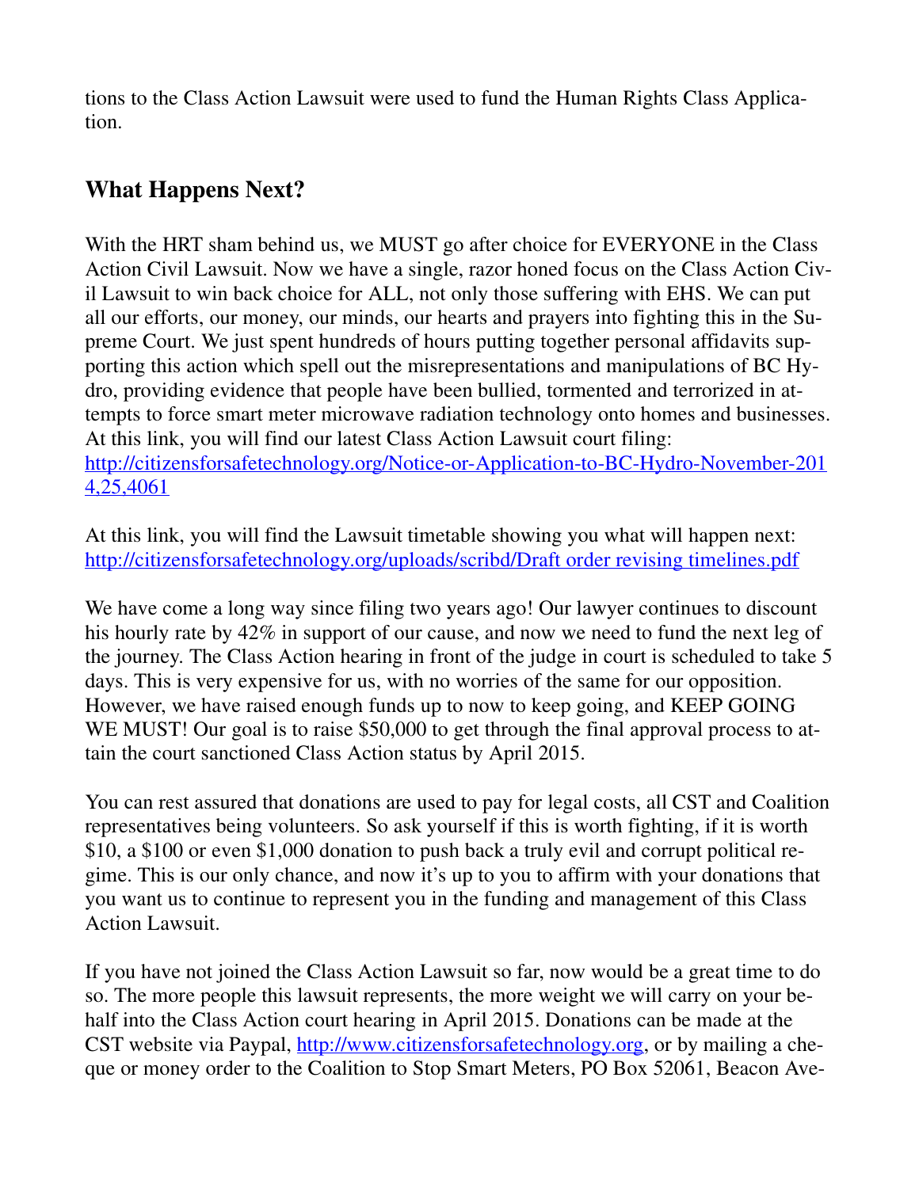tions to the Class Action Lawsuit were used to fund the Human Rights Class Application.

## What Happens Next?

With the HRT sham behind us, we MUST go after choice for EVERYONE in the Class Action Civil Lawsuit. Now we have a single, razor honed focus on the Class Action Civil Lawsuit to win back choice for ALL, not only those suffering with EHS. We can put all our efforts, our money, our minds, our hearts and prayers into fighting this in the Supreme Court. We just spent hundreds of hours putting together personal affidavits supporting this action which spell out the misrepresentations and manipulations of BC Hydro, providing evidence that people have been bullied, tormented and terrorized in attempts to force smart meter microwave radiation technology onto homes and businesses. At this link, you will find our latest Class Action Lawsuit court filing: [http://citizensforsafetechnology.org/Notice-or-Application-to-BC-Hydro-November-2014,25,4061](http://citizensforsafetechnology.org/Notice-or-Application-to-BC-Hydro-November-2014,25,4061)

At this link, you will find the Lawsuit timetable showing you what will happen next: [http://citizensforsafetechnology.org/uploads/scribd/Draft order revising timelines.pdf](http://citizensforsafetechnology.org/uploads/scribd/Draft order revising timelines.pdf)

We have come a long way since filing two years ago! Our lawyer continues to discount his hourly rate by 42% in support of our cause, and now we need to fund the next leg of the journey. The Class Action hearing in front of the judge in court is scheduled to take 5 days. This is very expensive for us, with no worries of the same for our opposition. However, we have raised enough funds up to now to keep going, and KEEP GOING WE MUST! Our goal is to raise $50,000 to get through the final approval process to attain the court sanctioned Class Action status by April 2015.

You can rest assured that donations are used to pay for legal costs, all CST and Coalition representatives being volunteers. So ask yourself if this is worth fighting, if it is worth $10, a $100 or even $1,000 donation to push back a truly evil and corrupt political regime. This is our only chance, and now it's up to you to affirm with your donations that you want us to continue to represent you in the funding and management of this Class Action Lawsuit.

If you have not joined the Class Action Lawsuit so far, now would be a great time to do so. The more people this lawsuit represents, the more weight we will carry on your behalf into the Class Action court hearing in April 2015. Donations can be made at the CST website via Paypal, [http://www.citizensforsafetechnology.org](http://www.citizensforsafetechnology.org), or by mailing a cheque or money order to the Coalition to Stop Smart Meters, PO Box 52061, Beacon Ave-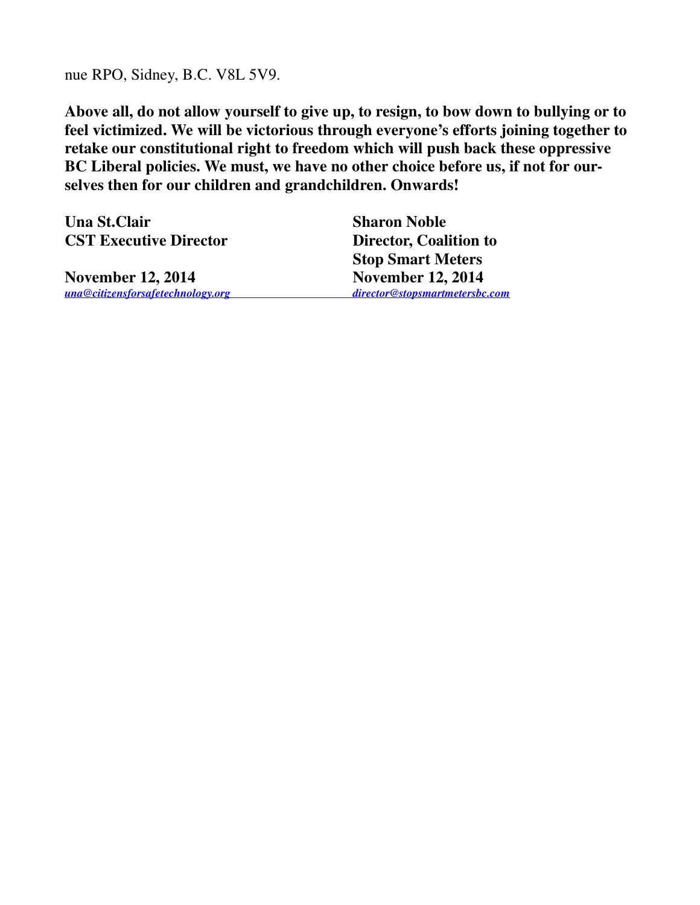nue RPO, Sidney, B.C. V8L 5V9.

**Above all, do not allow yourself to give up, to resign, to bow down to bullying or to feel victimized. We will be victorious through everyone's efforts joining together to retake our constitutional right to freedom which will push back these oppressive BC Liberal policies. We must, we have no other choice before us, if not for ourselves then for our children and grandchildren. Onwards!**

**Una St.Clair**
**CST Executive Director**

**November 12, 2014**
*una@citizensforsafetechnology.org*

**Sharon Noble**
**Director, Coalition to Stop Smart Meters**
**November 12, 2014**
*director@stopsmartmetersbc.com*